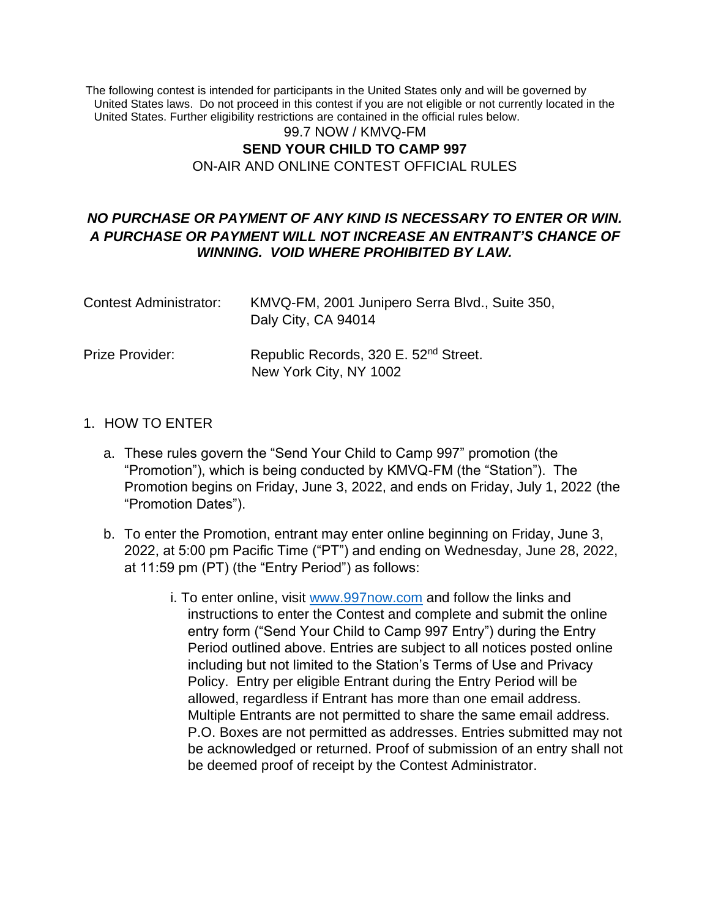The following contest is intended for participants in the United States only and will be governed by United States laws. Do not proceed in this contest if you are not eligible or not currently located in the United States. Further eligibility restrictions are contained in the official rules below.

99.7 NOW / KMVQ-FM

**SEND YOUR CHILD TO CAMP 997**

ON-AIR AND ONLINE CONTEST OFFICIAL RULES

***NO PURCHASE OR PAYMENT OF ANY KIND IS NECESSARY TO ENTER OR WIN. A PURCHASE OR PAYMENT WILL NOT INCREASE AN ENTRANT'S CHANCE OF WINNING. VOID WHERE PROHIBITED BY LAW.***

Contest Administrator: KMVQ-FM, 2001 Junipero Serra Blvd., Suite 350, Daly City, CA 94014

Prize Provider: Republic Records, 320 E. 52nd Street. New York City, NY 1002

1. HOW TO ENTER

   a. These rules govern the "Send Your Child to Camp 997" promotion (the "Promotion"), which is being conducted by KMVQ-FM (the "Station"). The Promotion begins on Friday, June 3, 2022, and ends on Friday, July 1, 2022 (the "Promotion Dates").

   b. To enter the Promotion, entrant may enter online beginning on Friday, June 3, 2022, at 5:00 pm Pacific Time ("PT") and ending on Wednesday, June 28, 2022, at 11:59 pm (PT) (the "Entry Period") as follows:

      i. To enter online, visit www.997now.com and follow the links and instructions to enter the Contest and complete and submit the online entry form ("Send Your Child to Camp 997 Entry") during the Entry Period outlined above. Entries are subject to all notices posted online including but not limited to the Station's Terms of Use and Privacy Policy. Entry per eligible Entrant during the Entry Period will be allowed, regardless if Entrant has more than one email address. Multiple Entrants are not permitted to share the same email address. P.O. Boxes are not permitted as addresses. Entries submitted may not be acknowledged or returned. Proof of submission of an entry shall not be deemed proof of receipt by the Contest Administrator.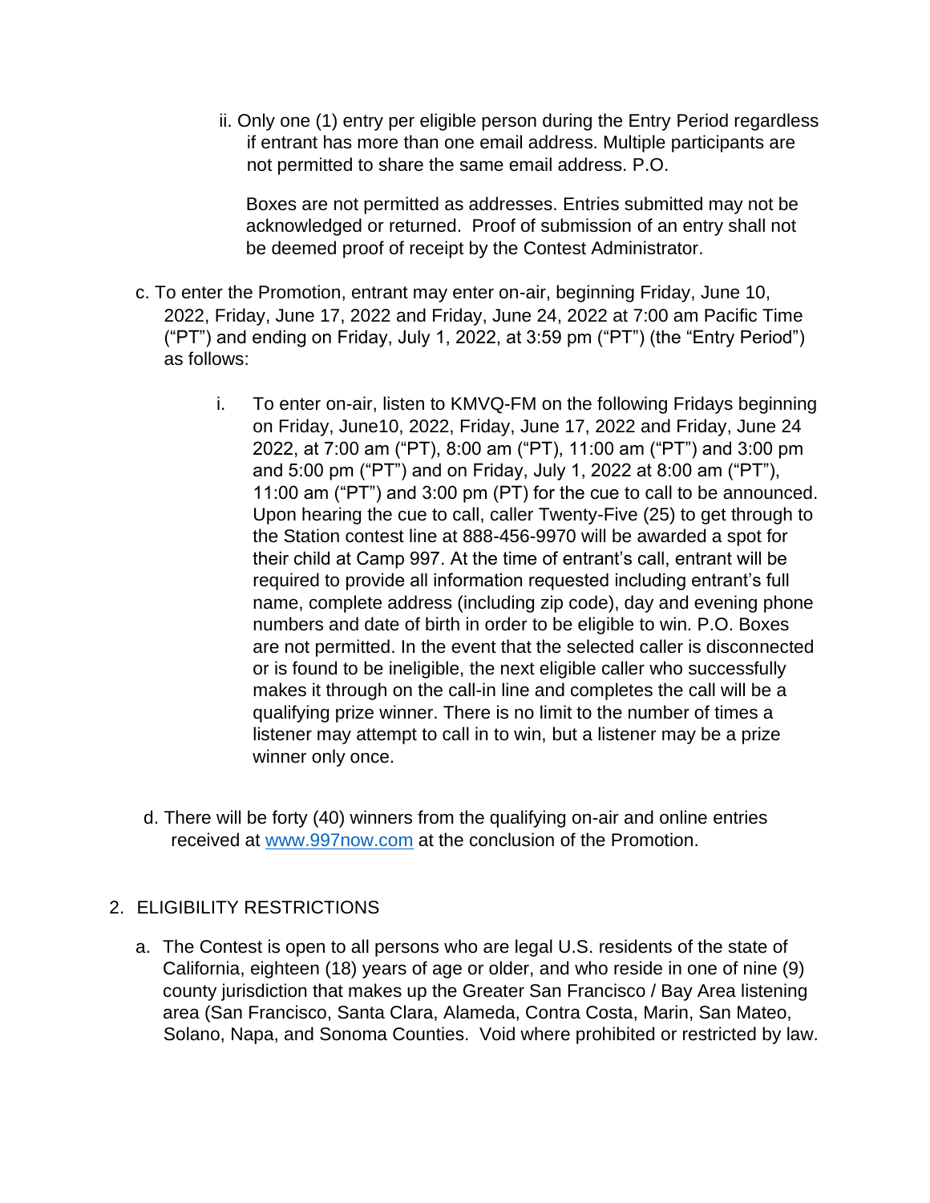ii. Only one (1) entry per eligible person during the Entry Period regardless if entrant has more than one email address. Multiple participants are not permitted to share the same email address. P.O.

Boxes are not permitted as addresses. Entries submitted may not be acknowledged or returned. Proof of submission of an entry shall not be deemed proof of receipt by the Contest Administrator.

c. To enter the Promotion, entrant may enter on-air, beginning Friday, June 10, 2022, Friday, June 17, 2022 and Friday, June 24, 2022 at 7:00 am Pacific Time ("PT") and ending on Friday, July 1, 2022, at 3:59 pm ("PT") (the "Entry Period") as follows:

   i. To enter on-air, listen to KMVQ-FM on the following Fridays beginning on Friday, June10, 2022, Friday, June 17, 2022 and Friday, June 24 2022, at 7:00 am ("PT), 8:00 am ("PT), 11:00 am ("PT") and 3:00 pm and 5:00 pm ("PT") and on Friday, July 1, 2022 at 8:00 am ("PT"), 11:00 am ("PT") and 3:00 pm (PT) for the cue to call to be announced. Upon hearing the cue to call, caller Twenty-Five (25) to get through to the Station contest line at 888-456-9970 will be awarded a spot for their child at Camp 997. At the time of entrant's call, entrant will be required to provide all information requested including entrant's full name, complete address (including zip code), day and evening phone numbers and date of birth in order to be eligible to win. P.O. Boxes are not permitted. In the event that the selected caller is disconnected or is found to be ineligible, the next eligible caller who successfully makes it through on the call-in line and completes the call will be a qualifying prize winner. There is no limit to the number of times a listener may attempt to call in to win, but a listener may be a prize winner only once.

d. There will be forty (40) winners from the qualifying on-air and online entries received at [www.997now.com](http://www.997now.com) at the conclusion of the Promotion.

2. ELIGIBILITY RESTRICTIONS

   a. The Contest is open to all persons who are legal U.S. residents of the state of California, eighteen (18) years of age or older, and who reside in one of nine (9) county jurisdiction that makes up the Greater San Francisco / Bay Area listening area (San Francisco, Santa Clara, Alameda, Contra Costa, Marin, San Mateo, Solano, Napa, and Sonoma Counties. Void where prohibited or restricted by law.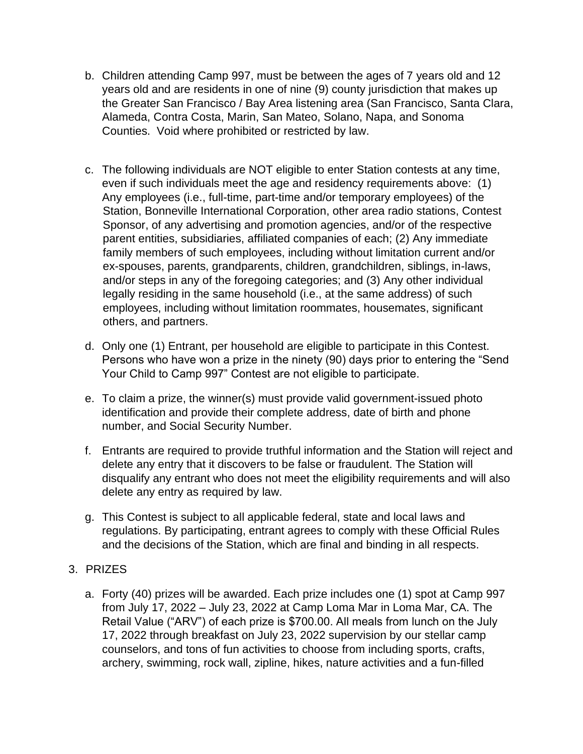b. Children attending Camp 997, must be between the ages of 7 years old and 12 years old and are residents in one of nine (9) county jurisdiction that makes up the Greater San Francisco / Bay Area listening area (San Francisco, Santa Clara, Alameda, Contra Costa, Marin, San Mateo, Solano, Napa, and Sonoma Counties. Void where prohibited or restricted by law.

c. The following individuals are NOT eligible to enter Station contests at any time, even if such individuals meet the age and residency requirements above: (1) Any employees (i.e., full-time, part-time and/or temporary employees) of the Station, Bonneville International Corporation, other area radio stations, Contest Sponsor, of any advertising and promotion agencies, and/or of the respective parent entities, subsidiaries, affiliated companies of each; (2) Any immediate family members of such employees, including without limitation current and/or ex-spouses, parents, grandparents, children, grandchildren, siblings, in-laws, and/or steps in any of the foregoing categories; and (3) Any other individual legally residing in the same household (i.e., at the same address) of such employees, including without limitation roommates, housemates, significant others, and partners.

d. Only one (1) Entrant, per household are eligible to participate in this Contest. Persons who have won a prize in the ninety (90) days prior to entering the "Send Your Child to Camp 997" Contest are not eligible to participate.

e. To claim a prize, the winner(s) must provide valid government-issued photo identification and provide their complete address, date of birth and phone number, and Social Security Number.

f. Entrants are required to provide truthful information and the Station will reject and delete any entry that it discovers to be false or fraudulent. The Station will disqualify any entrant who does not meet the eligibility requirements and will also delete any entry as required by law.

g. This Contest is subject to all applicable federal, state and local laws and regulations. By participating, entrant agrees to comply with these Official Rules and the decisions of the Station, which are final and binding in all respects.

3. PRIZES

a. Forty (40) prizes will be awarded. Each prize includes one (1) spot at Camp 997 from July 17, 2022 – July 23, 2022 at Camp Loma Mar in Loma Mar, CA. The Retail Value ("ARV") of each prize is $700.00. All meals from lunch on the July 17, 2022 through breakfast on July 23, 2022 supervision by our stellar camp counselors, and tons of fun activities to choose from including sports, crafts, archery, swimming, rock wall, zipline, hikes, nature activities and a fun-filled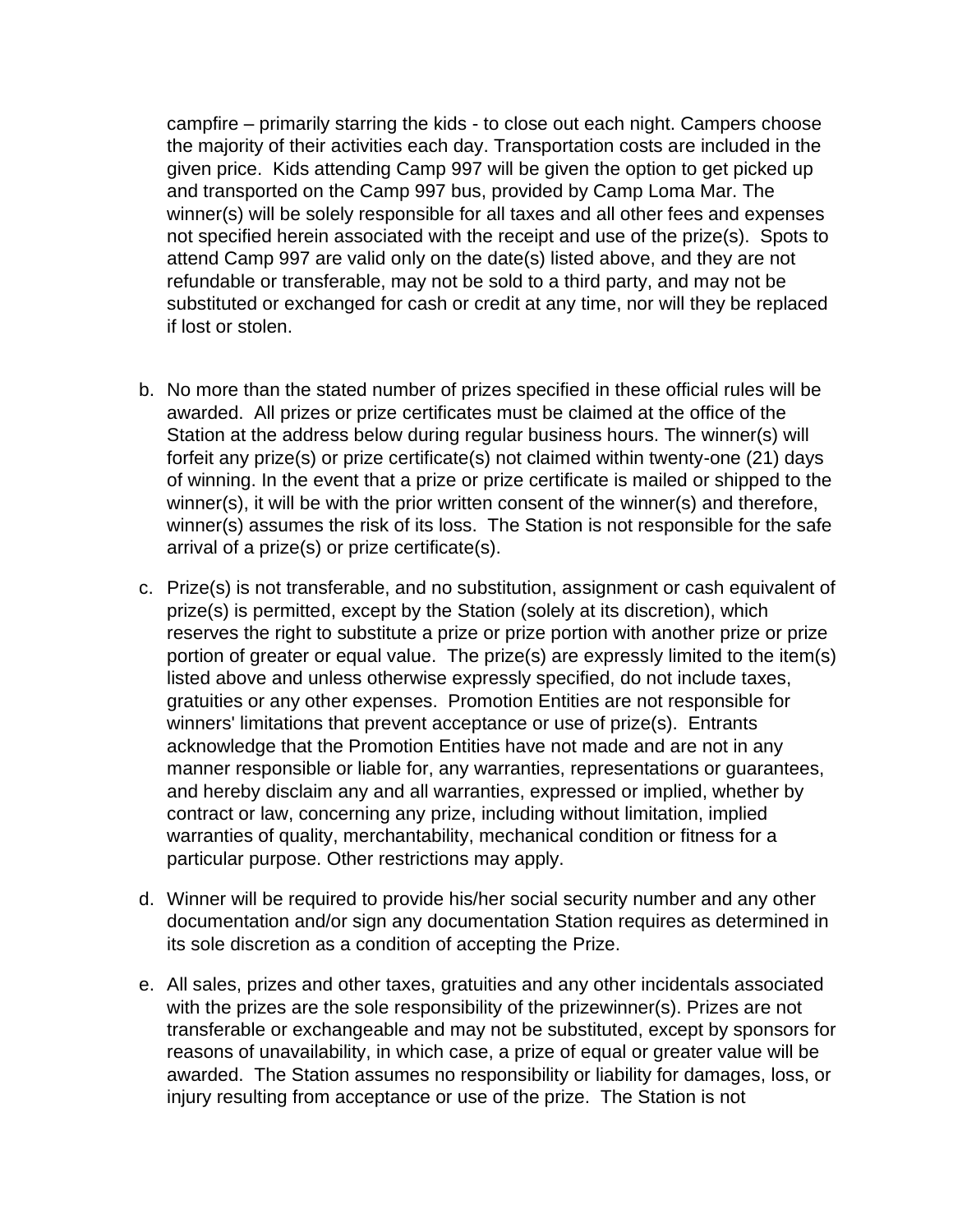campfire – primarily starring the kids - to close out each night. Campers choose the majority of their activities each day. Transportation costs are included in the given price. Kids attending Camp 997 will be given the option to get picked up and transported on the Camp 997 bus, provided by Camp Loma Mar. The winner(s) will be solely responsible for all taxes and all other fees and expenses not specified herein associated with the receipt and use of the prize(s). Spots to attend Camp 997 are valid only on the date(s) listed above, and they are not refundable or transferable, may not be sold to a third party, and may not be substituted or exchanged for cash or credit at any time, nor will they be replaced if lost or stolen.

b. No more than the stated number of prizes specified in these official rules will be awarded. All prizes or prize certificates must be claimed at the office of the Station at the address below during regular business hours. The winner(s) will forfeit any prize(s) or prize certificate(s) not claimed within twenty-one (21) days of winning. In the event that a prize or prize certificate is mailed or shipped to the winner(s), it will be with the prior written consent of the winner(s) and therefore, winner(s) assumes the risk of its loss. The Station is not responsible for the safe arrival of a prize(s) or prize certificate(s).

c. Prize(s) is not transferable, and no substitution, assignment or cash equivalent of prize(s) is permitted, except by the Station (solely at its discretion), which reserves the right to substitute a prize or prize portion with another prize or prize portion of greater or equal value. The prize(s) are expressly limited to the item(s) listed above and unless otherwise expressly specified, do not include taxes, gratuities or any other expenses. Promotion Entities are not responsible for winners' limitations that prevent acceptance or use of prize(s). Entrants acknowledge that the Promotion Entities have not made and are not in any manner responsible or liable for, any warranties, representations or guarantees, and hereby disclaim any and all warranties, expressed or implied, whether by contract or law, concerning any prize, including without limitation, implied warranties of quality, merchantability, mechanical condition or fitness for a particular purpose. Other restrictions may apply.

d. Winner will be required to provide his/her social security number and any other documentation and/or sign any documentation Station requires as determined in its sole discretion as a condition of accepting the Prize.

e. All sales, prizes and other taxes, gratuities and any other incidentals associated with the prizes are the sole responsibility of the prizewinner(s). Prizes are not transferable or exchangeable and may not be substituted, except by sponsors for reasons of unavailability, in which case, a prize of equal or greater value will be awarded. The Station assumes no responsibility or liability for damages, loss, or injury resulting from acceptance or use of the prize. The Station is not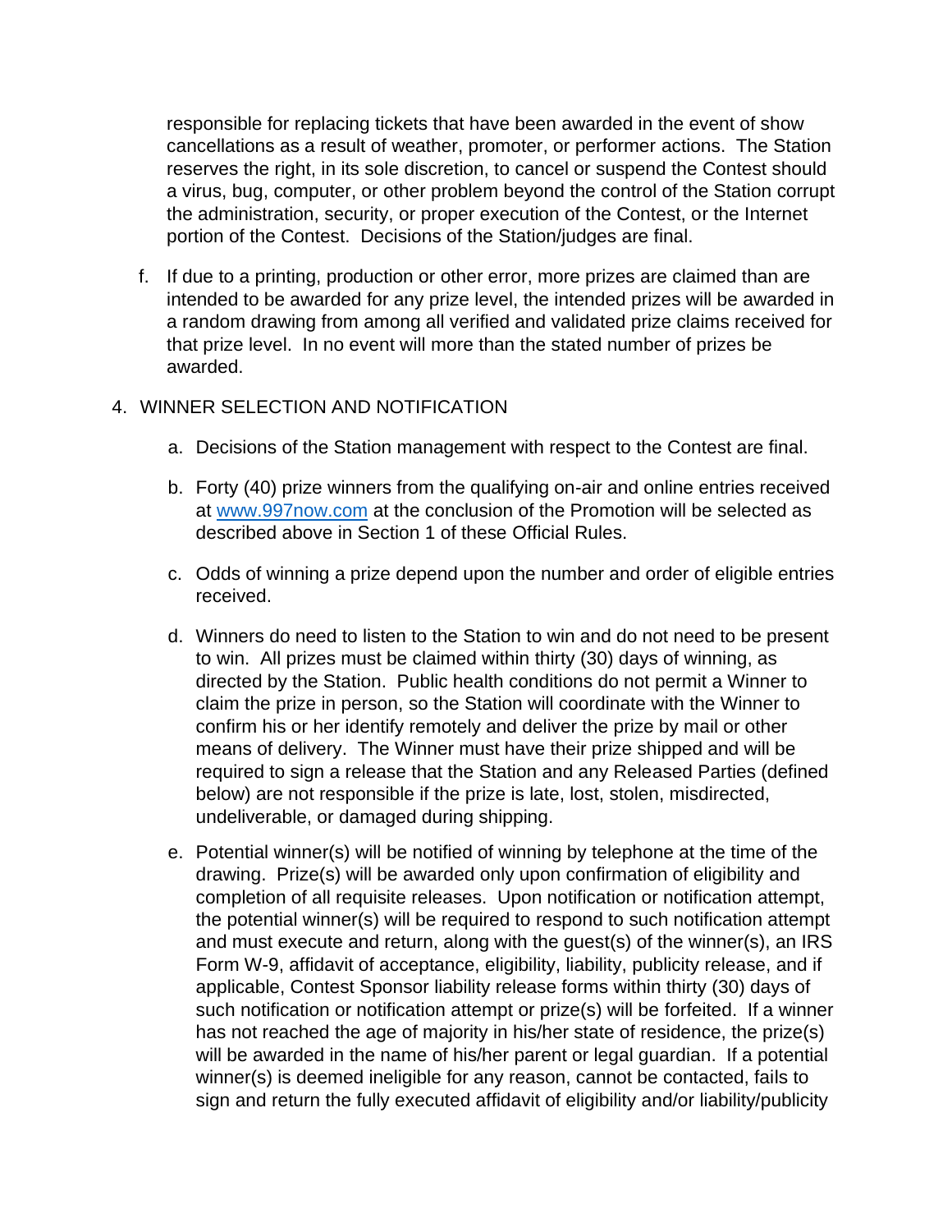responsible for replacing tickets that have been awarded in the event of show cancellations as a result of weather, promoter, or performer actions. The Station reserves the right, in its sole discretion, to cancel or suspend the Contest should a virus, bug, computer, or other problem beyond the control of the Station corrupt the administration, security, or proper execution of the Contest, or the Internet portion of the Contest. Decisions of the Station/judges are final.

f. If due to a printing, production or other error, more prizes are claimed than are intended to be awarded for any prize level, the intended prizes will be awarded in a random drawing from among all verified and validated prize claims received for that prize level. In no event will more than the stated number of prizes be awarded.

4. WINNER SELECTION AND NOTIFICATION

   a. Decisions of the Station management with respect to the Contest are final.

   b. Forty (40) prize winners from the qualifying on-air and online entries received at [www.997now.com](http://www.997now.com) at the conclusion of the Promotion will be selected as described above in Section 1 of these Official Rules.

   c. Odds of winning a prize depend upon the number and order of eligible entries received.

   d. Winners do need to listen to the Station to win and do not need to be present to win. All prizes must be claimed within thirty (30) days of winning, as directed by the Station. Public health conditions do not permit a Winner to claim the prize in person, so the Station will coordinate with the Winner to confirm his or her identify remotely and deliver the prize by mail or other means of delivery. The Winner must have their prize shipped and will be required to sign a release that the Station and any Released Parties (defined below) are not responsible if the prize is late, lost, stolen, misdirected, undeliverable, or damaged during shipping.

   e. Potential winner(s) will be notified of winning by telephone at the time of the drawing. Prize(s) will be awarded only upon confirmation of eligibility and completion of all requisite releases. Upon notification or notification attempt, the potential winner(s) will be required to respond to such notification attempt and must execute and return, along with the guest(s) of the winner(s), an IRS Form W-9, affidavit of acceptance, eligibility, liability, publicity release, and if applicable, Contest Sponsor liability release forms within thirty (30) days of such notification or notification attempt or prize(s) will be forfeited. If a winner has not reached the age of majority in his/her state of residence, the prize(s) will be awarded in the name of his/her parent or legal guardian. If a potential winner(s) is deemed ineligible for any reason, cannot be contacted, fails to sign and return the fully executed affidavit of eligibility and/or liability/publicity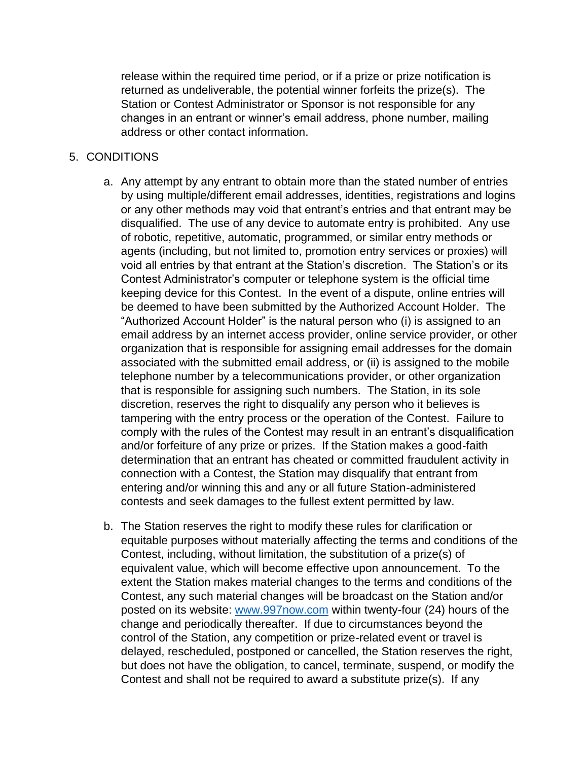release within the required time period, or if a prize or prize notification is returned as undeliverable, the potential winner forfeits the prize(s). The Station or Contest Administrator or Sponsor is not responsible for any changes in an entrant or winner's email address, phone number, mailing address or other contact information.

5. CONDITIONS

   a. Any attempt by any entrant to obtain more than the stated number of entries by using multiple/different email addresses, identities, registrations and logins or any other methods may void that entrant's entries and that entrant may be disqualified. The use of any device to automate entry is prohibited. Any use of robotic, repetitive, automatic, programmed, or similar entry methods or agents (including, but not limited to, promotion entry services or proxies) will void all entries by that entrant at the Station's discretion. The Station's or its Contest Administrator's computer or telephone system is the official time keeping device for this Contest. In the event of a dispute, online entries will be deemed to have been submitted by the Authorized Account Holder. The "Authorized Account Holder" is the natural person who (i) is assigned to an email address by an internet access provider, online service provider, or other organization that is responsible for assigning email addresses for the domain associated with the submitted email address, or (ii) is assigned to the mobile telephone number by a telecommunications provider, or other organization that is responsible for assigning such numbers. The Station, in its sole discretion, reserves the right to disqualify any person who it believes is tampering with the entry process or the operation of the Contest. Failure to comply with the rules of the Contest may result in an entrant's disqualification and/or forfeiture of any prize or prizes. If the Station makes a good-faith determination that an entrant has cheated or committed fraudulent activity in connection with a Contest, the Station may disqualify that entrant from entering and/or winning this and any or all future Station-administered contests and seek damages to the fullest extent permitted by law.

   b. The Station reserves the right to modify these rules for clarification or equitable purposes without materially affecting the terms and conditions of the Contest, including, without limitation, the substitution of a prize(s) of equivalent value, which will become effective upon announcement. To the extent the Station makes material changes to the terms and conditions of the Contest, any such material changes will be broadcast on the Station and/or posted on its website: [www.997now.com](http://www.997now.com) within twenty-four (24) hours of the change and periodically thereafter. If due to circumstances beyond the control of the Station, any competition or prize-related event or travel is delayed, rescheduled, postponed or cancelled, the Station reserves the right, but does not have the obligation, to cancel, terminate, suspend, or modify the Contest and shall not be required to award a substitute prize(s). If any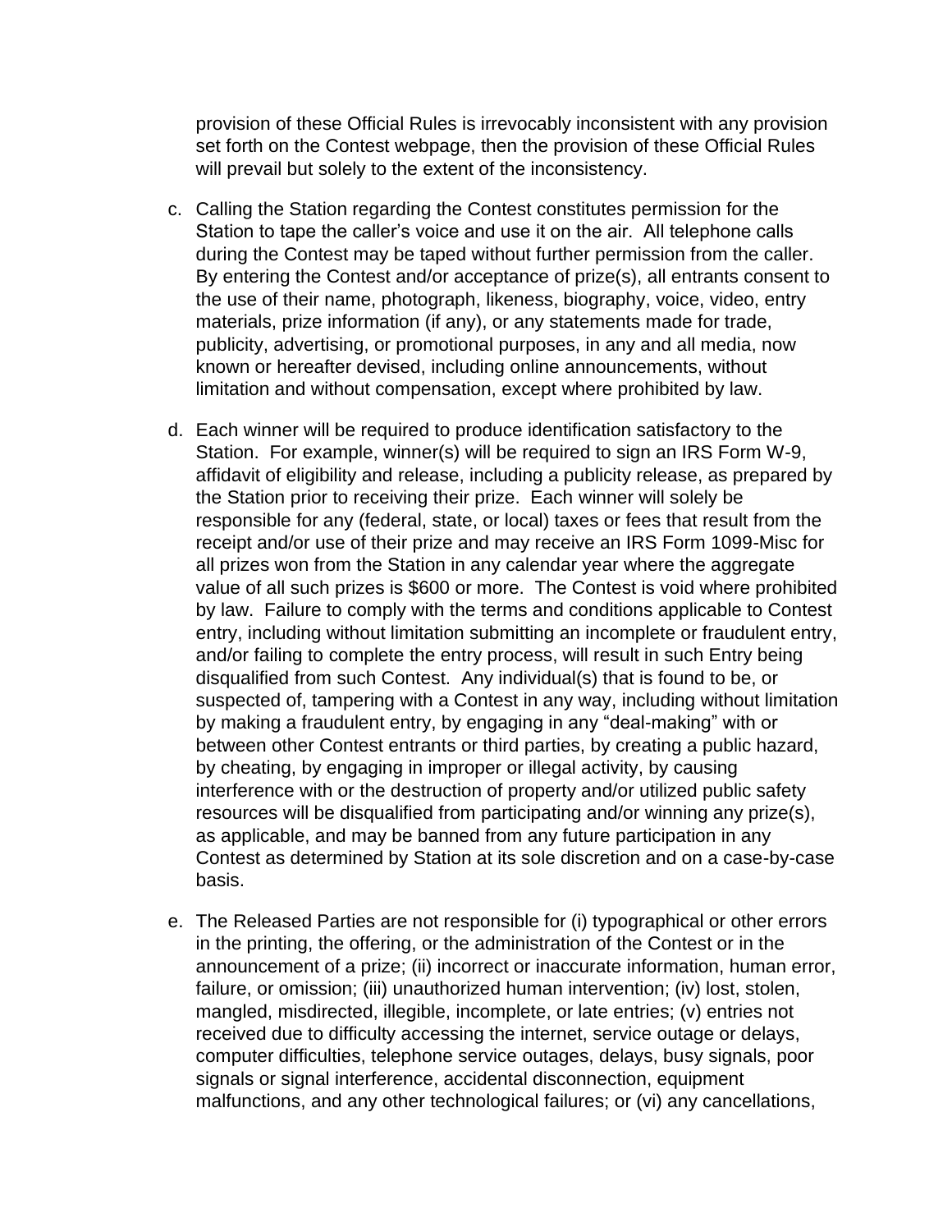provision of these Official Rules is irrevocably inconsistent with any provision set forth on the Contest webpage, then the provision of these Official Rules will prevail but solely to the extent of the inconsistency.

c. Calling the Station regarding the Contest constitutes permission for the Station to tape the caller's voice and use it on the air. All telephone calls during the Contest may be taped without further permission from the caller. By entering the Contest and/or acceptance of prize(s), all entrants consent to the use of their name, photograph, likeness, biography, voice, video, entry materials, prize information (if any), or any statements made for trade, publicity, advertising, or promotional purposes, in any and all media, now known or hereafter devised, including online announcements, without limitation and without compensation, except where prohibited by law.

d. Each winner will be required to produce identification satisfactory to the Station. For example, winner(s) will be required to sign an IRS Form W-9, affidavit of eligibility and release, including a publicity release, as prepared by the Station prior to receiving their prize. Each winner will solely be responsible for any (federal, state, or local) taxes or fees that result from the receipt and/or use of their prize and may receive an IRS Form 1099-Misc for all prizes won from the Station in any calendar year where the aggregate value of all such prizes is $600 or more. The Contest is void where prohibited by law. Failure to comply with the terms and conditions applicable to Contest entry, including without limitation submitting an incomplete or fraudulent entry, and/or failing to complete the entry process, will result in such Entry being disqualified from such Contest. Any individual(s) that is found to be, or suspected of, tampering with a Contest in any way, including without limitation by making a fraudulent entry, by engaging in any "deal-making" with or between other Contest entrants or third parties, by creating a public hazard, by cheating, by engaging in improper or illegal activity, by causing interference with or the destruction of property and/or utilized public safety resources will be disqualified from participating and/or winning any prize(s), as applicable, and may be banned from any future participation in any Contest as determined by Station at its sole discretion and on a case-by-case basis.

e. The Released Parties are not responsible for (i) typographical or other errors in the printing, the offering, or the administration of the Contest or in the announcement of a prize; (ii) incorrect or inaccurate information, human error, failure, or omission; (iii) unauthorized human intervention; (iv) lost, stolen, mangled, misdirected, illegible, incomplete, or late entries; (v) entries not received due to difficulty accessing the internet, service outage or delays, computer difficulties, telephone service outages, delays, busy signals, poor signals or signal interference, accidental disconnection, equipment malfunctions, and any other technological failures; or (vi) any cancellations,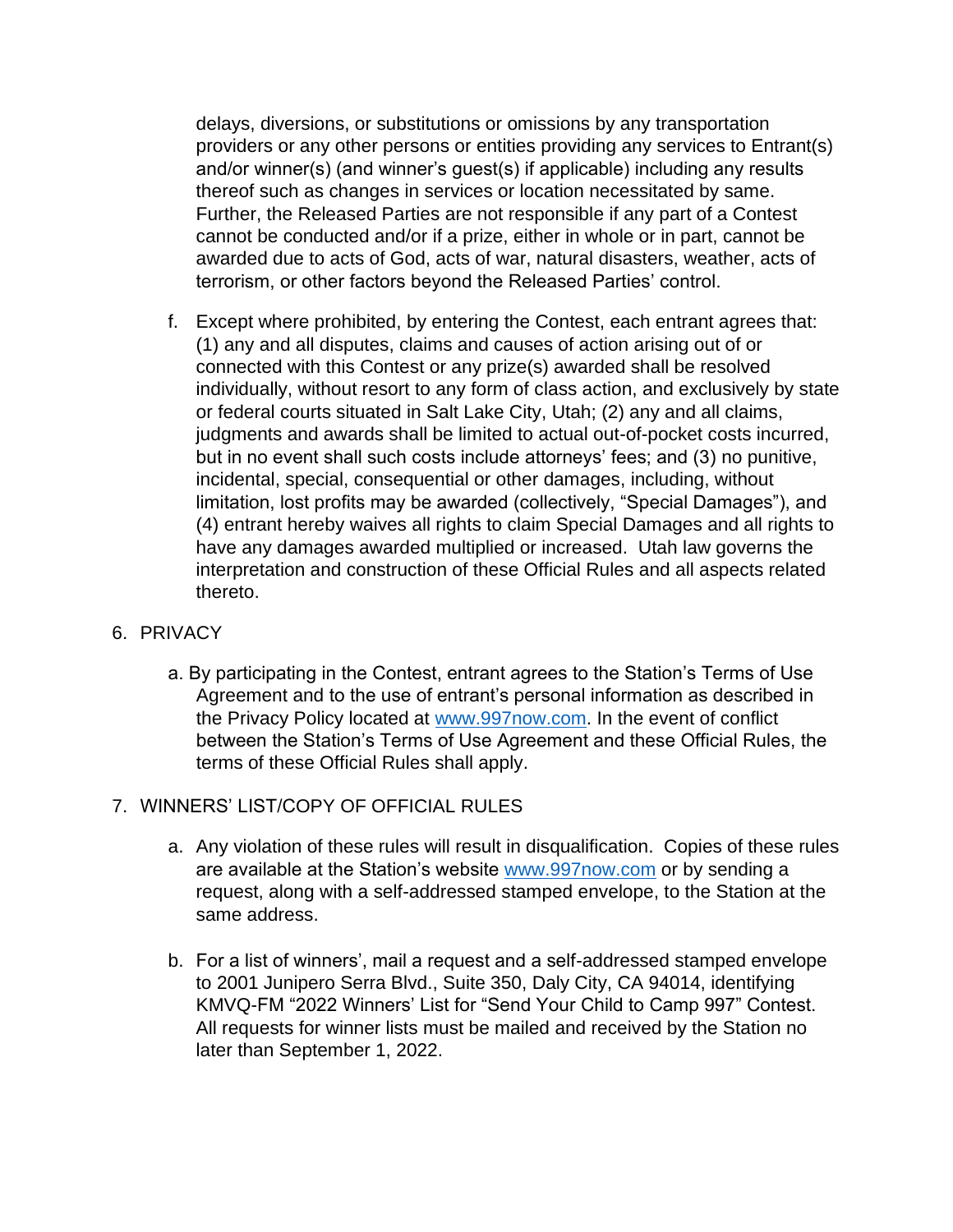delays, diversions, or substitutions or omissions by any transportation providers or any other persons or entities providing any services to Entrant(s) and/or winner(s) (and winner's guest(s) if applicable) including any results thereof such as changes in services or location necessitated by same. Further, the Released Parties are not responsible if any part of a Contest cannot be conducted and/or if a prize, either in whole or in part, cannot be awarded due to acts of God, acts of war, natural disasters, weather, acts of terrorism, or other factors beyond the Released Parties' control.

f. Except where prohibited, by entering the Contest, each entrant agrees that: (1) any and all disputes, claims and causes of action arising out of or connected with this Contest or any prize(s) awarded shall be resolved individually, without resort to any form of class action, and exclusively by state or federal courts situated in Salt Lake City, Utah; (2) any and all claims, judgments and awards shall be limited to actual out-of-pocket costs incurred, but in no event shall such costs include attorneys' fees; and (3) no punitive, incidental, special, consequential or other damages, including, without limitation, lost profits may be awarded (collectively, "Special Damages"), and (4) entrant hereby waives all rights to claim Special Damages and all rights to have any damages awarded multiplied or increased. Utah law governs the interpretation and construction of these Official Rules and all aspects related thereto.

6. PRIVACY

   a. By participating in the Contest, entrant agrees to the Station's Terms of Use Agreement and to the use of entrant's personal information as described in the Privacy Policy located at www.997now.com. In the event of conflict between the Station's Terms of Use Agreement and these Official Rules, the terms of these Official Rules shall apply.

7. WINNERS' LIST/COPY OF OFFICIAL RULES

   a. Any violation of these rules will result in disqualification. Copies of these rules are available at the Station's website www.997now.com or by sending a request, along with a self-addressed stamped envelope, to the Station at the same address.

   b. For a list of winners', mail a request and a self-addressed stamped envelope to 2001 Junipero Serra Blvd., Suite 350, Daly City, CA 94014, identifying KMVQ-FM "2022 Winners' List for "Send Your Child to Camp 997" Contest. All requests for winner lists must be mailed and received by the Station no later than September 1, 2022.